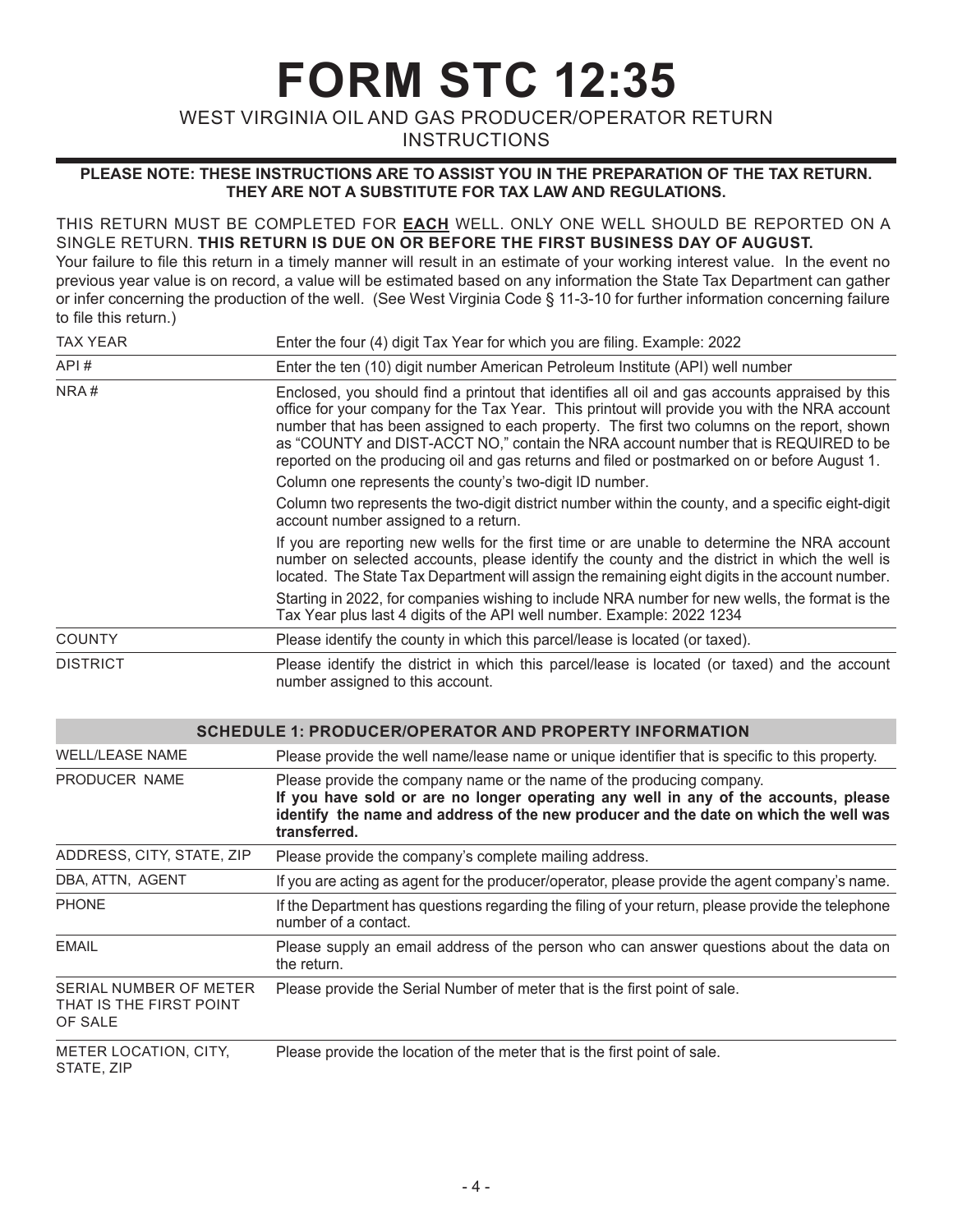# FORM STC 12:35

WEST VIRGINIA OIL AND GAS PRODUCER/OPERATOR RETURN
INSTRUCTIONS

**PLEASE NOTE: THESE INSTRUCTIONS ARE TO ASSIST YOU IN THE PREPARATION OF THE TAX RETURN. THEY ARE NOT A SUBSTITUTE FOR TAX LAW AND REGULATIONS.**

THIS RETURN MUST BE COMPLETED FOR **EACH** WELL. ONLY ONE WELL SHOULD BE REPORTED ON A SINGLE RETURN. **THIS RETURN IS DUE ON OR BEFORE THE FIRST BUSINESS DAY OF AUGUST.**
Your failure to file this return in a timely manner will result in an estimate of your working interest value. In the event no previous year value is on record, a value will be estimated based on any information the State Tax Department can gather or infer concerning the production of the well. (See West Virginia Code § 11-3-10 for further information concerning failure to file this return.)

| | |
|---|---|
| TAX YEAR | Enter the four (4) digit Tax Year for which you are filing. Example: 2022 |
| API # | Enter the ten (10) digit number American Petroleum Institute (API) well number |
| NRA # | Enclosed, you should find a printout that identifies all oil and gas accounts appraised by this office for your company for the Tax Year. This printout will provide you with the NRA account number that has been assigned to each property. The first two columns on the report, shown as "COUNTY and DIST-ACCT NO," contain the NRA account number that is REQUIRED to be reported on the producing oil and gas returns and filed or postmarked on or before August 1.<br>Column one represents the county's two-digit ID number.<br>Column two represents the two-digit district number within the county, and a specific eight-digit account number assigned to a return.<br>If you are reporting new wells for the first time or are unable to determine the NRA account number on selected accounts, please identify the county and the district in which the well is located. The State Tax Department will assign the remaining eight digits in the account number.<br>Starting in 2022, for companies wishing to include NRA number for new wells, the format is the Tax Year plus last 4 digits of the API well number. Example: 2022 1234 |
| COUNTY | Please identify the county in which this parcel/lease is located (or taxed). |
| DISTRICT | Please identify the district in which this parcel/lease is located (or taxed) and the account number assigned to this account. |

| SCHEDULE 1: PRODUCER/OPERATOR AND PROPERTY INFORMATION | |
|---|---|
| WELL/LEASE NAME | Please provide the well name/lease name or unique identifier that is specific to this property. |
| PRODUCER NAME | Please provide the company name or the name of the producing company.<br>**If you have sold or are no longer operating any well in any of the accounts, please identify the name and address of the new producer and the date on which the well was transferred.** |
| ADDRESS, CITY, STATE, ZIP | Please provide the company's complete mailing address. |
| DBA, ATTN, AGENT | If you are acting as agent for the producer/operator, please provide the agent company's name. |
| PHONE | If the Department has questions regarding the filing of your return, please provide the telephone number of a contact. |
| EMAIL | Please supply an email address of the person who can answer questions about the data on the return. |
| SERIAL NUMBER OF METER THAT IS THE FIRST POINT OF SALE | Please provide the Serial Number of meter that is the first point of sale. |
| METER LOCATION, CITY, STATE, ZIP | Please provide the location of the meter that is the first point of sale. |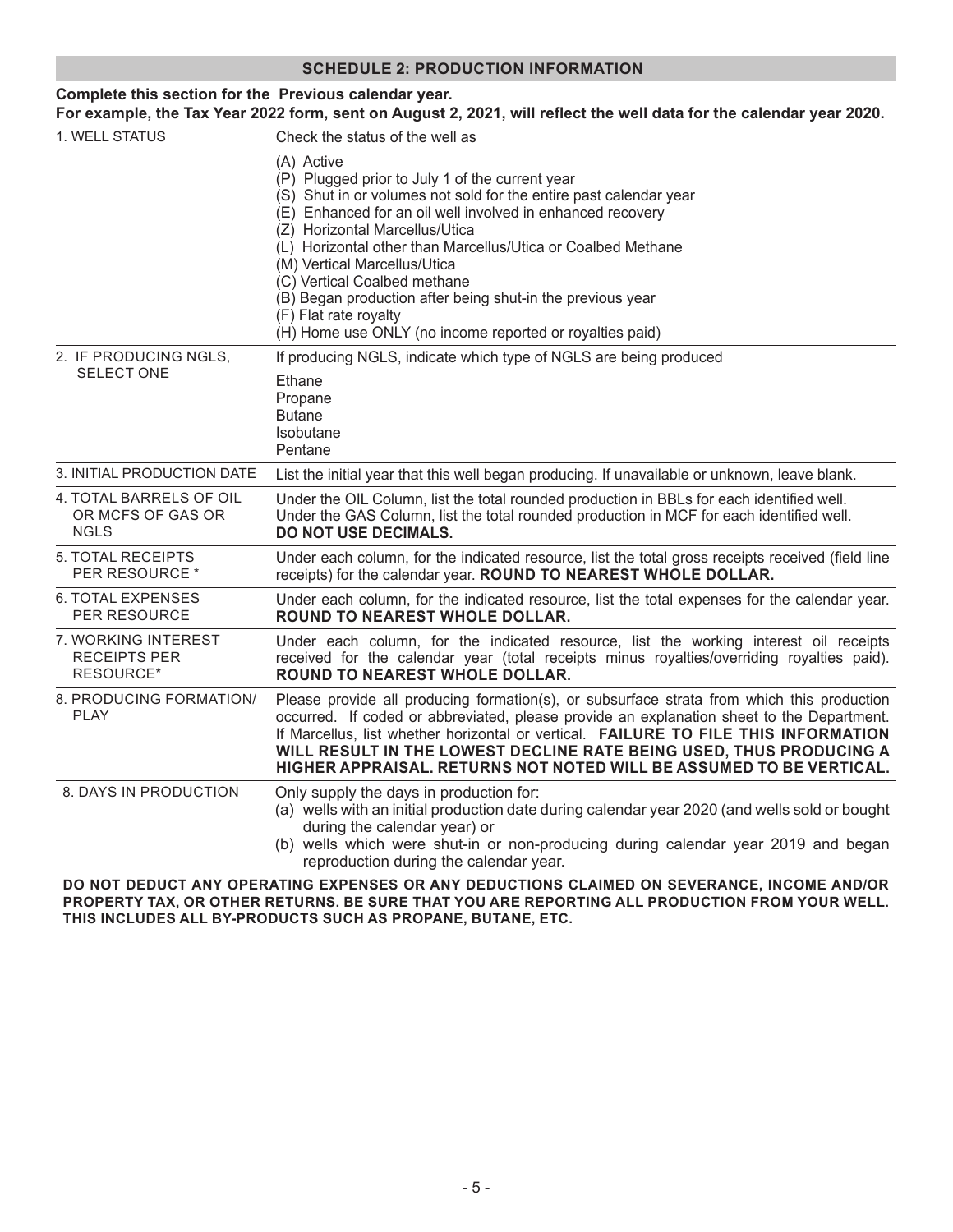## SCHEDULE 2: PRODUCTION INFORMATION

**Complete this section for the Previous calendar year.**
**For example, the Tax Year 2022 form, sent on August 2, 2021, will reflect the well data for the calendar year 2020.**

| | |
|---|---|
| 1. WELL STATUS | Check the status of the well as<br>(A) Active<br>(P) Plugged prior to July 1 of the current year<br>(S) Shut in or volumes not sold for the entire past calendar year<br>(E) Enhanced for an oil well involved in enhanced recovery<br>(Z) Horizontal Marcellus/Utica<br>(L) Horizontal other than Marcellus/Utica or Coalbed Methane<br>(M) Vertical Marcellus/Utica<br>(C) Vertical Coalbed methane<br>(B) Began production after being shut-in the previous year<br>(F) Flat rate royalty<br>(H) Home use ONLY (no income reported or royalties paid) |
| 2. IF PRODUCING NGLS, SELECT ONE | If producing NGLS, indicate which type of NGLS are being produced<br>Ethane<br>Propane<br>Butane<br>Isobutane<br>Pentane |
| 3. INITIAL PRODUCTION DATE | List the initial year that this well began producing. If unavailable or unknown, leave blank. |
| 4. TOTAL BARRELS OF OIL OR MCFS OF GAS OR NGLS | Under the OIL Column, list the total rounded production in BBLs for each identified well. Under the GAS Column, list the total rounded production in MCF for each identified well. **DO NOT USE DECIMALS.** |
| 5. TOTAL RECEIPTS PER RESOURCE * | Under each column, for the indicated resource, list the total gross receipts received (field line receipts) for the calendar year. **ROUND TO NEAREST WHOLE DOLLAR.** |
| 6. TOTAL EXPENSES PER RESOURCE | Under each column, for the indicated resource, list the total expenses for the calendar year. **ROUND TO NEAREST WHOLE DOLLAR.** |
| 7. WORKING INTEREST RECEIPTS PER RESOURCE* | Under each column, for the indicated resource, list the working interest oil receipts received for the calendar year (total receipts minus royalties/overriding royalties paid). **ROUND TO NEAREST WHOLE DOLLAR.** |
| 8. PRODUCING FORMATION/ PLAY | Please provide all producing formation(s), or subsurface strata from which this production occurred. If coded or abbreviated, please provide an explanation sheet to the Department. If Marcellus, list whether horizontal or vertical. **FAILURE TO FILE THIS INFORMATION WILL RESULT IN THE LOWEST DECLINE RATE BEING USED, THUS PRODUCING A HIGHER APPRAISAL. RETURNS NOT NOTED WILL BE ASSUMED TO BE VERTICAL.** |
| 8. DAYS IN PRODUCTION | Only supply the days in production for:<br>(a) wells with an initial production date during calendar year 2020 (and wells sold or bought during the calendar year) or<br>(b) wells which were shut-in or non-producing during calendar year 2019 and began reproduction during the calendar year. |

**DO NOT DEDUCT ANY OPERATING EXPENSES OR ANY DEDUCTIONS CLAIMED ON SEVERANCE, INCOME AND/OR PROPERTY TAX, OR OTHER RETURNS. BE SURE THAT YOU ARE REPORTING ALL PRODUCTION FROM YOUR WELL. THIS INCLUDES ALL BY-PRODUCTS SUCH AS PROPANE, BUTANE, ETC.**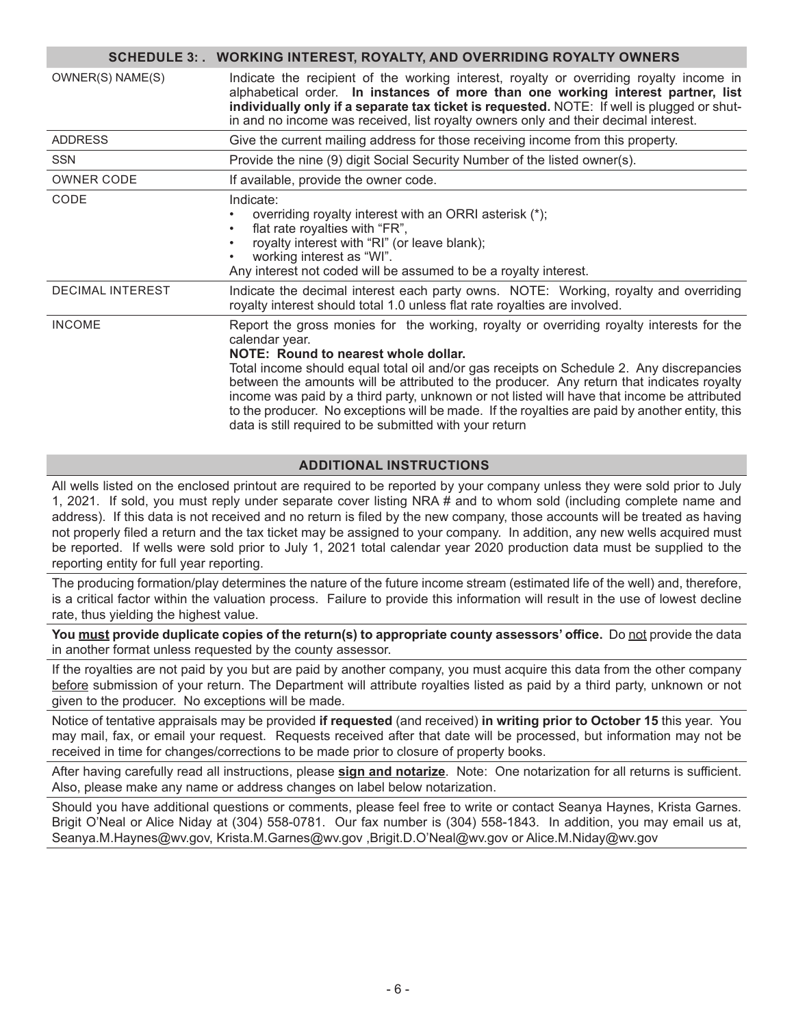## SCHEDULE 3: . WORKING INTEREST, ROYALTY, AND OVERRIDING ROYALTY OWNERS

| | |
|---|---|
| OWNER(S) NAME(S) | Indicate the recipient of the working interest, royalty or overriding royalty income in alphabetical order. **In instances of more than one working interest partner, list individually only if a separate tax ticket is requested.** NOTE: If well is plugged or shut-in and no income was received, list royalty owners only and their decimal interest. |
| ADDRESS | Give the current mailing address for those receiving income from this property. |
| SSN | Provide the nine (9) digit Social Security Number of the listed owner(s). |
| OWNER CODE | If available, provide the owner code. |
| CODE | Indicate:<br>• overriding royalty interest with an ORRI asterisk (*);<br>• flat rate royalties with "FR",<br>• royalty interest with "RI" (or leave blank);<br>• working interest as "WI".<br>Any interest not coded will be assumed to be a royalty interest. |
| DECIMAL INTEREST | Indicate the decimal interest each party owns. NOTE: Working, royalty and overriding royalty interest should total 1.0 unless flat rate royalties are involved. |
| INCOME | Report the gross monies for the working, royalty or overriding royalty interests for the calendar year.<br>**NOTE: Round to nearest whole dollar.**<br>Total income should equal total oil and/or gas receipts on Schedule 2. Any discrepancies between the amounts will be attributed to the producer. Any return that indicates royalty income was paid by a third party, unknown or not listed will have that income be attributed to the producer. No exceptions will be made. If the royalties are paid by another entity, this data is still required to be submitted with your return |

## ADDITIONAL INSTRUCTIONS

All wells listed on the enclosed printout are required to be reported by your company unless they were sold prior to July 1, 2021. If sold, you must reply under separate cover listing NRA # and to whom sold (including complete name and address). If this data is not received and no return is filed by the new company, those accounts will be treated as having not properly filed a return and the tax ticket may be assigned to your company. In addition, any new wells acquired must be reported. If wells were sold prior to July 1, 2021 total calendar year 2020 production data must be supplied to the reporting entity for full year reporting.

The producing formation/play determines the nature of the future income stream (estimated life of the well) and, therefore, is a critical factor within the valuation process. Failure to provide this information will result in the use of lowest decline rate, thus yielding the highest value.

**You must provide duplicate copies of the return(s) to appropriate county assessors' office.** Do not provide the data in another format unless requested by the county assessor.

If the royalties are not paid by you but are paid by another company, you must acquire this data from the other company before submission of your return. The Department will attribute royalties listed as paid by a third party, unknown or not given to the producer. No exceptions will be made.

Notice of tentative appraisals may be provided **if requested** (and received) **in writing prior to October 15** this year. You may mail, fax, or email your request. Requests received after that date will be processed, but information may not be received in time for changes/corrections to be made prior to closure of property books.

After having carefully read all instructions, please **sign and notarize**. Note: One notarization for all returns is sufficient. Also, please make any name or address changes on label below notarization.

Should you have additional questions or comments, please feel free to write or contact Seanya Haynes, Krista Garnes. Brigit O'Neal or Alice Niday at (304) 558-0781. Our fax number is (304) 558-1843. In addition, you may email us at, Seanya.M.Haynes@wv.gov, Krista.M.Garnes@wv.gov ,Brigit.D.O'Neal@wv.gov or Alice.M.Niday@wv.gov